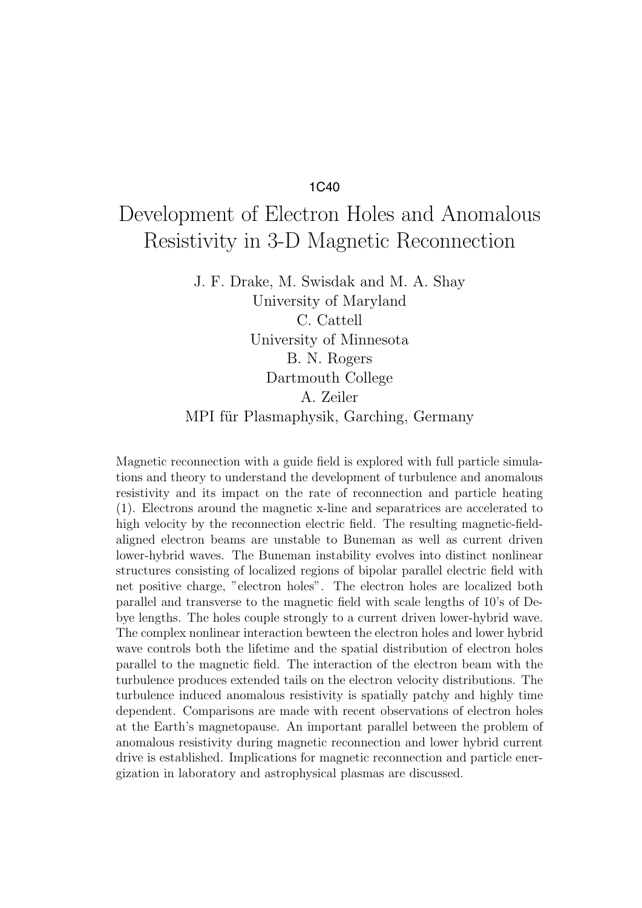1C40

# Development of Electron Holes and Anomalous Resistivity in 3-D Magnetic Reconnection

J. F. Drake, M. Swisdak and M. A. Shay
University of Maryland
C. Cattell
University of Minnesota
B. N. Rogers
Dartmouth College
A. Zeiler
MPI für Plasmaphysik, Garching, Germany

Magnetic reconnection with a guide field is explored with full particle simulations and theory to understand the development of turbulence and anomalous resistivity and its impact on the rate of reconnection and particle heating (1). Electrons around the magnetic x-line and separatrices are accelerated to high velocity by the reconnection electric field. The resulting magnetic-field-aligned electron beams are unstable to Buneman as well as current driven lower-hybrid waves. The Buneman instability evolves into distinct nonlinear structures consisting of localized regions of bipolar parallel electric field with net positive charge, "electron holes". The electron holes are localized both parallel and transverse to the magnetic field with scale lengths of 10's of Debye lengths. The holes couple strongly to a current driven lower-hybrid wave. The complex nonlinear interaction bewteen the electron holes and lower hybrid wave controls both the lifetime and the spatial distribution of electron holes parallel to the magnetic field. The interaction of the electron beam with the turbulence produces extended tails on the electron velocity distributions. The turbulence induced anomalous resistivity is spatially patchy and highly time dependent. Comparisons are made with recent observations of electron holes at the Earth's magnetopause. An important parallel between the problem of anomalous resistivity during magnetic reconnection and lower hybrid current drive is established. Implications for magnetic reconnection and particle energization in laboratory and astrophysical plasmas are discussed.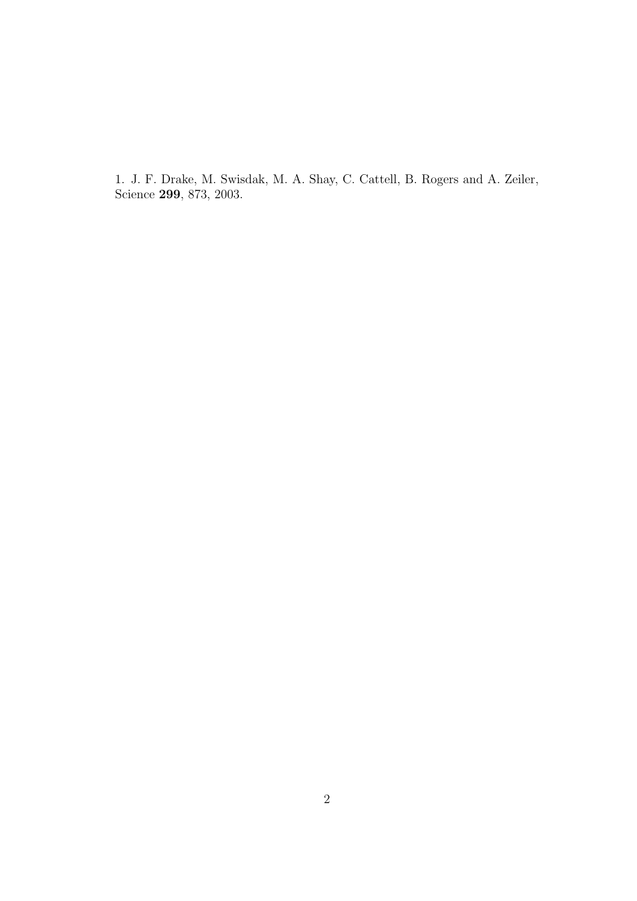1. J. F. Drake, M. Swisdak, M. A. Shay, C. Cattell, B. Rogers and A. Zeiler, Science **299**, 873, 2003.